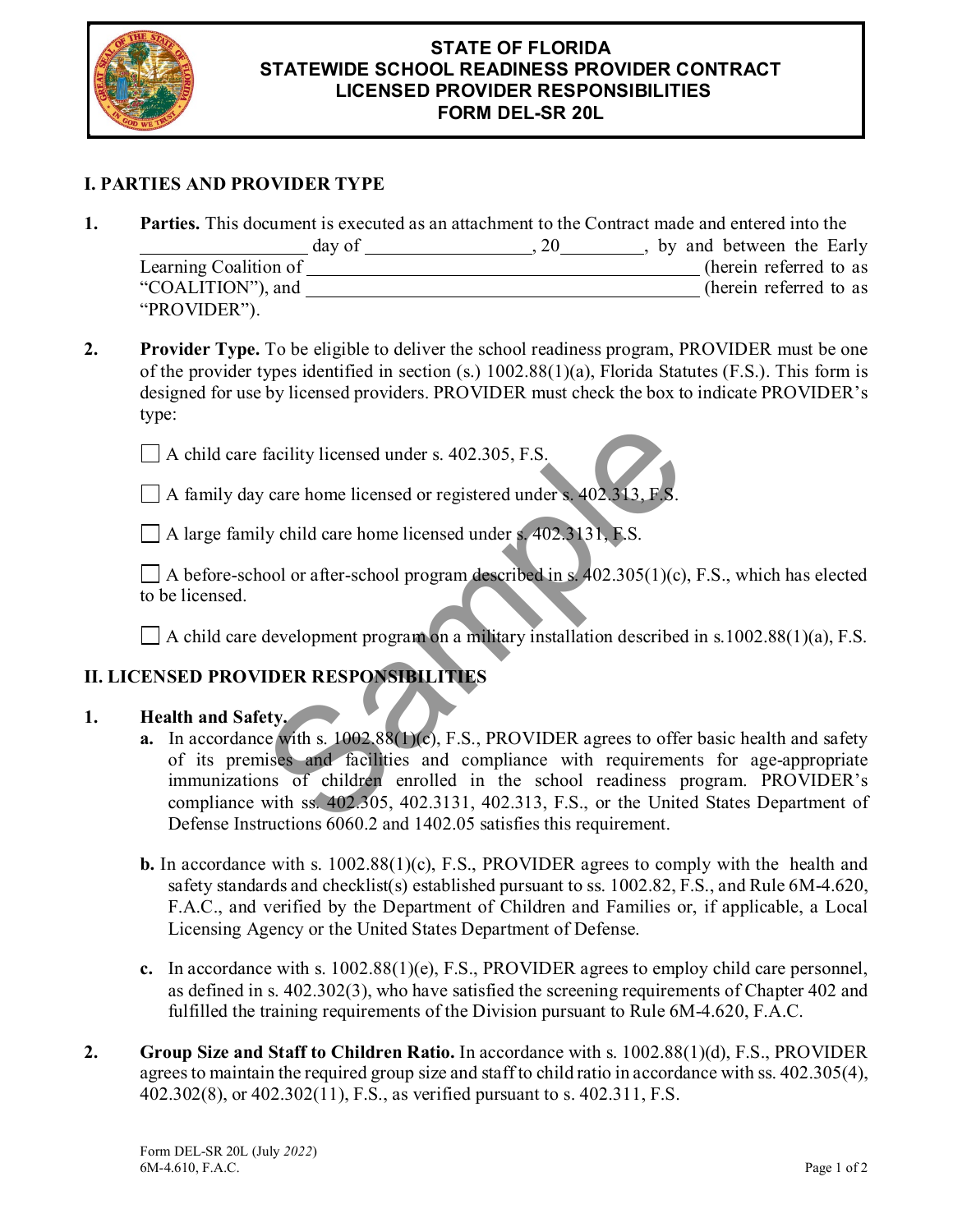# STATE OF FLORIDA
# STATEWIDE SCHOOL READINESS PROVIDER CONTRACT
# LICENSED PROVIDER RESPONSIBILITIES
# FORM DEL-SR 20L

## I. PARTIES AND PROVIDER TYPE

**1.** **Parties.** This document is executed as an attachment to the Contract made and entered into the __________________ day of __________________, 20_________, by and between the Early Learning Coalition of ____________________________________________ (herein referred to as "COALITION"), and ____________________________________________ (herein referred to as "PROVIDER").

**2.** **Provider Type.** To be eligible to deliver the school readiness program, PROVIDER must be one of the provider types identified in section (s.) 1002.88(1)(a), Florida Statutes (F.S.). This form is designed for use by licensed providers. PROVIDER must check the box to indicate PROVIDER's type:

☐ A child care facility licensed under s. 402.305, F.S.

☐ A family day care home licensed or registered under s. 402.313, F.S.

☐ A large family child care home licensed under s. 402.3131, F.S.

☐ A before-school or after-school program described in s. 402.305(1)(c), F.S., which has elected to be licensed.

☐ A child care development program on a military installation described in s.1002.88(1)(a), F.S.

## II. LICENSED PROVIDER RESPONSIBILITIES

**1.** **Health and Safety.**

**a.** In accordance with s. 1002.88(1)(c), F.S., PROVIDER agrees to offer basic health and safety of its premises and facilities and compliance with requirements for age-appropriate immunizations of children enrolled in the school readiness program. PROVIDER's compliance with ss. 402.305, 402.3131, 402.313, F.S., or the United States Department of Defense Instructions 6060.2 and 1402.05 satisfies this requirement.

**b.** In accordance with s. 1002.88(1)(c), F.S., PROVIDER agrees to comply with the health and safety standards and checklist(s) established pursuant to ss. 1002.82, F.S., and Rule 6M-4.620, F.A.C., and verified by the Department of Children and Families or, if applicable, a Local Licensing Agency or the United States Department of Defense.

**c.** In accordance with s. 1002.88(1)(e), F.S., PROVIDER agrees to employ child care personnel, as defined in s. 402.302(3), who have satisfied the screening requirements of Chapter 402 and fulfilled the training requirements of the Division pursuant to Rule 6M-4.620, F.A.C.

**2.** **Group Size and Staff to Children Ratio.** In accordance with s. 1002.88(1)(d), F.S., PROVIDER agrees to maintain the required group size and staff to child ratio in accordance with ss. 402.305(4), 402.302(8), or 402.302(11), F.S., as verified pursuant to s. 402.311, F.S.

Form DEL-SR 20L (July *2022*)
6M-4.610, F.A.C.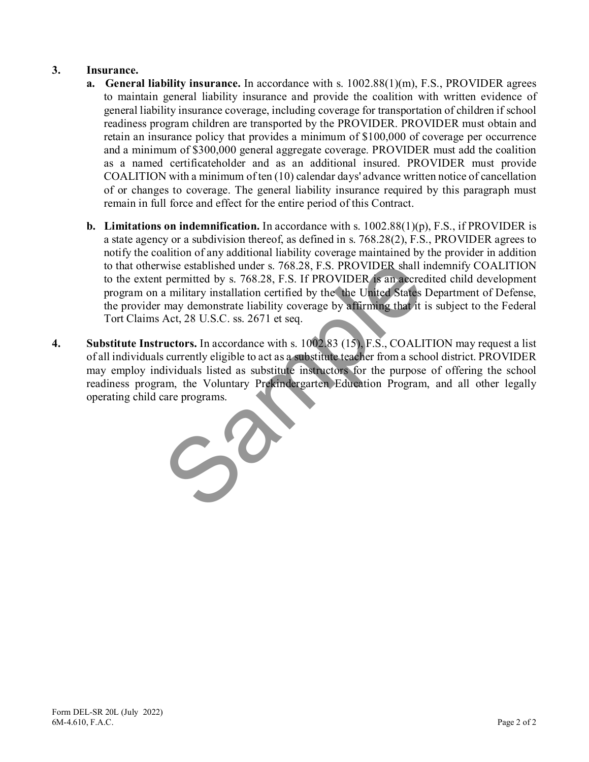**3. Insurance.**

**a. General liability insurance.** In accordance with s. 1002.88(1)(m), F.S., PROVIDER agrees to maintain general liability insurance and provide the coalition with written evidence of general liability insurance coverage, including coverage for transportation of children if school readiness program children are transported by the PROVIDER. PROVIDER must obtain and retain an insurance policy that provides a minimum of $100,000 of coverage per occurrence and a minimum of $300,000 general aggregate coverage. PROVIDER must add the coalition as a named certificateholder and as an additional insured. PROVIDER must provide COALITION with a minimum of ten (10) calendar days' advance written notice of cancellation of or changes to coverage. The general liability insurance required by this paragraph must remain in full force and effect for the entire period of this Contract.

**b. Limitations on indemnification.** In accordance with s. 1002.88(1)(p), F.S., if PROVIDER is a state agency or a subdivision thereof, as defined in s. 768.28(2), F.S., PROVIDER agrees to notify the coalition of any additional liability coverage maintained by the provider in addition to that otherwise established under s. 768.28, F.S. PROVIDER shall indemnify COALITION to the extent permitted by s. 768.28, F.S. If PROVIDER is an accredited child development program on a military installation certified by the the United States Department of Defense, the provider may demonstrate liability coverage by affirming that it is subject to the Federal Tort Claims Act, 28 U.S.C. ss. 2671 et seq.

**4. Substitute Instructors.** In accordance with s. 1002.83 (15), F.S., COALITION may request a list of all individuals currently eligible to act as a substitute teacher from a school district. PROVIDER may employ individuals listed as substitute instructors for the purpose of offering the school readiness program, the Voluntary Prekindergarten Education Program, and all other legally operating child care programs.

Form DEL-SR 20L (July 2022)
6M-4.610, F.A.C.